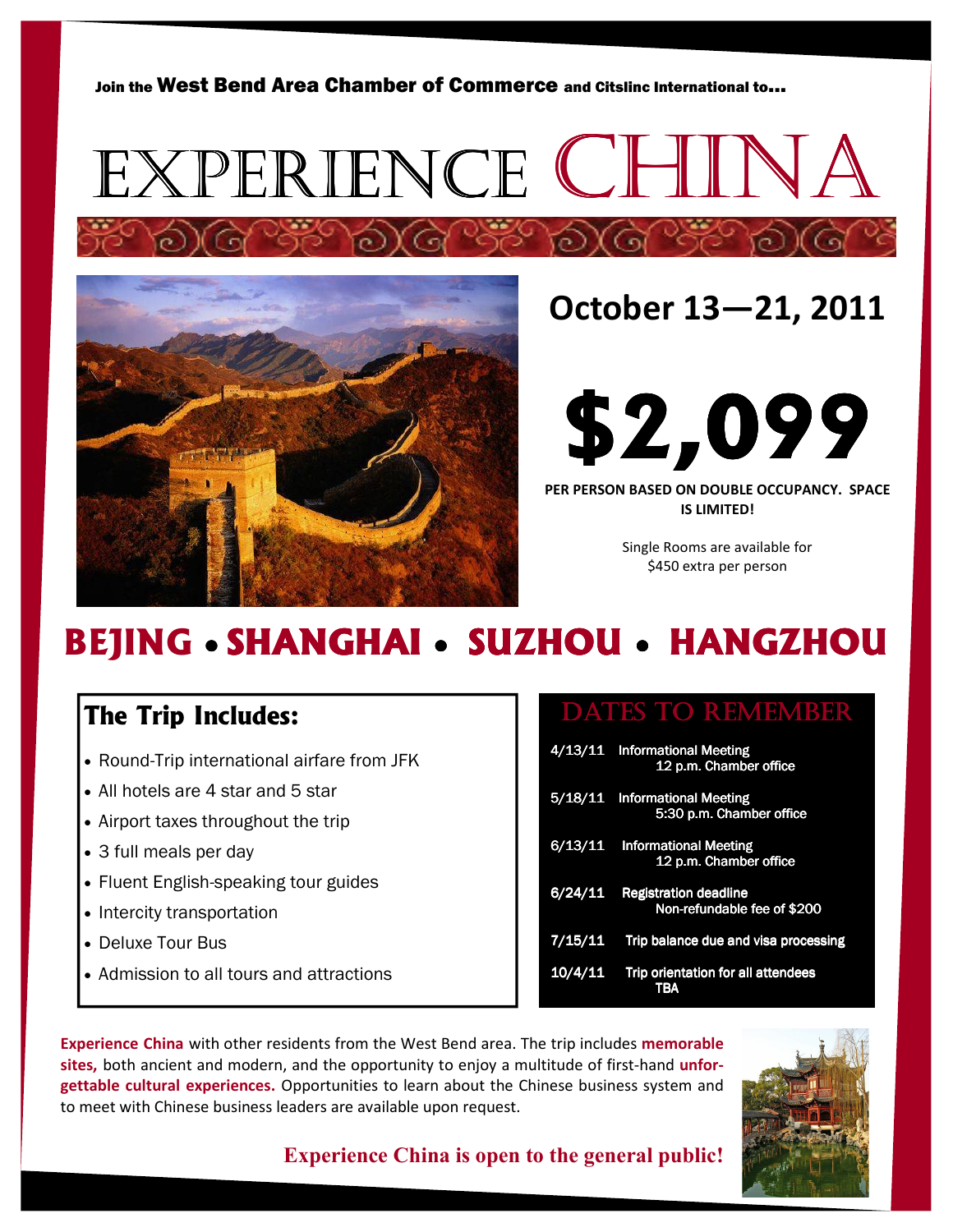Join the **West Bend Area Chamber of Commerce** and Citslinc International to...

# EXPERIENCE CHINA

## October 13—21, 2011

# $2,099

**PER PERSON BASED ON DOUBLE OCCUPANCY. SPACE IS LIMITED!**

Single Rooms are available for $450 extra per person

## BEJING • SHANGHAI • SUZHOU • HANGZHOU

### The Trip Includes:

- Round-Trip international airfare from JFK
- All hotels are 4 star and 5 star
- Airport taxes throughout the trip
- 3 full meals per day
- Fluent English-speaking tour guides
- Intercity transportation
- Deluxe Tour Bus
- Admission to all tours and attractions

### DATES TO REMEMBER

| Date | Event |
|---|---|
| 4/13/11 | Informational Meeting, 12 p.m. Chamber office |
| 5/18/11 | Informational Meeting, 5:30 p.m. Chamber office |
| 6/13/11 | Informational Meeting, 12 p.m. Chamber office |
| 6/24/11 | Registration deadline, Non-refundable fee of $200 |
| 7/15/11 | Trip balance due and visa processing |
| 10/4/11 | Trip orientation for all attendees, TBA |

**Experience China** with other residents from the West Bend area. The trip includes **memorable sites,** both ancient and modern, and the opportunity to enjoy a multitude of first-hand **unforgettable cultural experiences.** Opportunities to learn about the Chinese business system and to meet with Chinese business leaders are available upon request.

**Experience China is open to the general public!**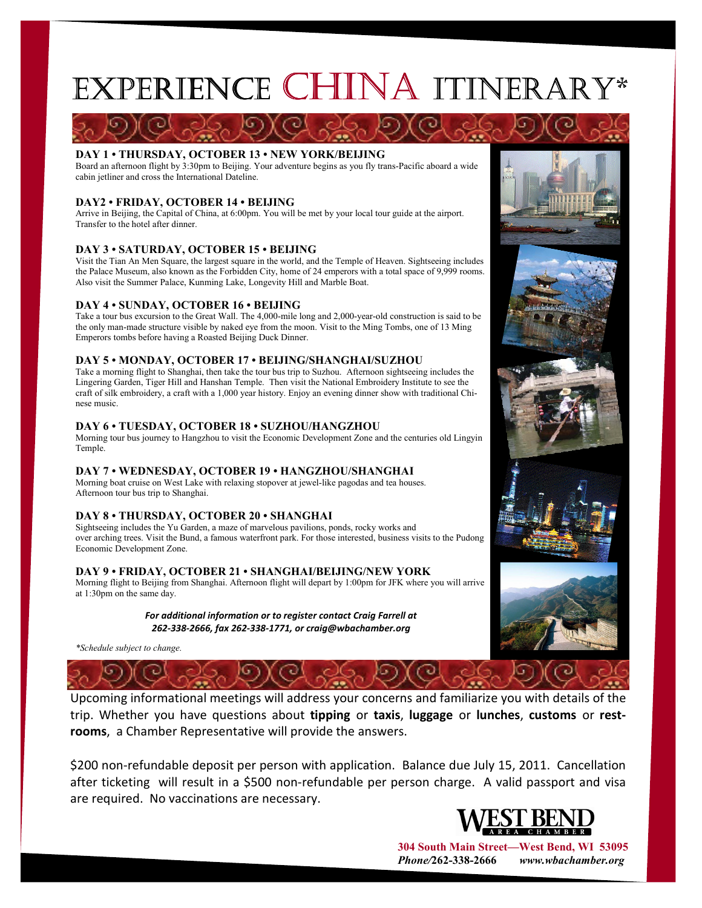# EXPERIENCE CHINA ITINERARY*

### DAY 1 • THURSDAY, OCTOBER 13 • NEW YORK/BEIJING

Board an afternoon flight by 3:30pm to Beijing. Your adventure begins as you fly trans-Pacific aboard a wide cabin jetliner and cross the International Dateline.

### DAY2 • FRIDAY, OCTOBER 14 • BEIJING

Arrive in Beijing, the Capital of China, at 6:00pm. You will be met by your local tour guide at the airport. Transfer to the hotel after dinner.

### DAY 3 • SATURDAY, OCTOBER 15 • BEIJING

Visit the Tian An Men Square, the largest square in the world, and the Temple of Heaven. Sightseeing includes the Palace Museum, also known as the Forbidden City, home of 24 emperors with a total space of 9,999 rooms. Also visit the Summer Palace, Kunming Lake, Longevity Hill and Marble Boat.

### DAY 4 • SUNDAY, OCTOBER 16 • BEIJING

Take a tour bus excursion to the Great Wall. The 4,000-mile long and 2,000-year-old construction is said to be the only man-made structure visible by naked eye from the moon. Visit to the Ming Tombs, one of 13 Ming Emperors tombs before having a Roasted Beijing Duck Dinner.

### DAY 5 • MONDAY, OCTOBER 17 • BEIJING/SHANGHAI/SUZHOU

Take a morning flight to Shanghai, then take the tour bus trip to Suzhou. Afternoon sightseeing includes the Lingering Garden, Tiger Hill and Hanshan Temple. Then visit the National Embroidery Institute to see the craft of silk embroidery, a craft with a 1,000 year history. Enjoy an evening dinner show with traditional Chinese music.

### DAY 6 • TUESDAY, OCTOBER 18 • SUZHOU/HANGZHOU

Morning tour bus journey to Hangzhou to visit the Economic Development Zone and the centuries old Lingyin Temple.

### DAY 7 • WEDNESDAY, OCTOBER 19 • HANGZHOU/SHANGHAI

Morning boat cruise on West Lake with relaxing stopover at jewel-like pagodas and tea houses. Afternoon tour bus trip to Shanghai.

### DAY 8 • THURSDAY, OCTOBER 20 • SHANGHAI

Sightseeing includes the Yu Garden, a maze of marvelous pavilions, ponds, rocky works and over arching trees. Visit the Bund, a famous waterfront park. For those interested, business visits to the Pudong Economic Development Zone.

### DAY 9 • FRIDAY, OCTOBER 21 • SHANGHAI/BEIJING/NEW YORK

Morning flight to Beijing from Shanghai. Afternoon flight will depart by 1:00pm for JFK where you will arrive at 1:30pm on the same day.

***For additional information or to register contact Craig Farrell at 262-338-2666, fax 262-338-1771, or craig@wbachamber.org***

*\*Schedule subject to change.*

Upcoming informational meetings will address your concerns and familiarize you with details of the trip. Whether you have questions about **tipping** or **taxis**, **luggage** or **lunches**, **customs** or **restrooms**, a Chamber Representative will provide the answers.

$200 non-refundable deposit per person with application. Balance due July 15, 2011. Cancellation after ticketing will result in a $500 non-refundable per person charge. A valid passport and visa are required. No vaccinations are necessary.

**WEST BEND AREA CHAMBER**

**304 South Main Street—West Bend, WI 53095**
***Phone/*262-338-2666** ***www.wbachamber.org***